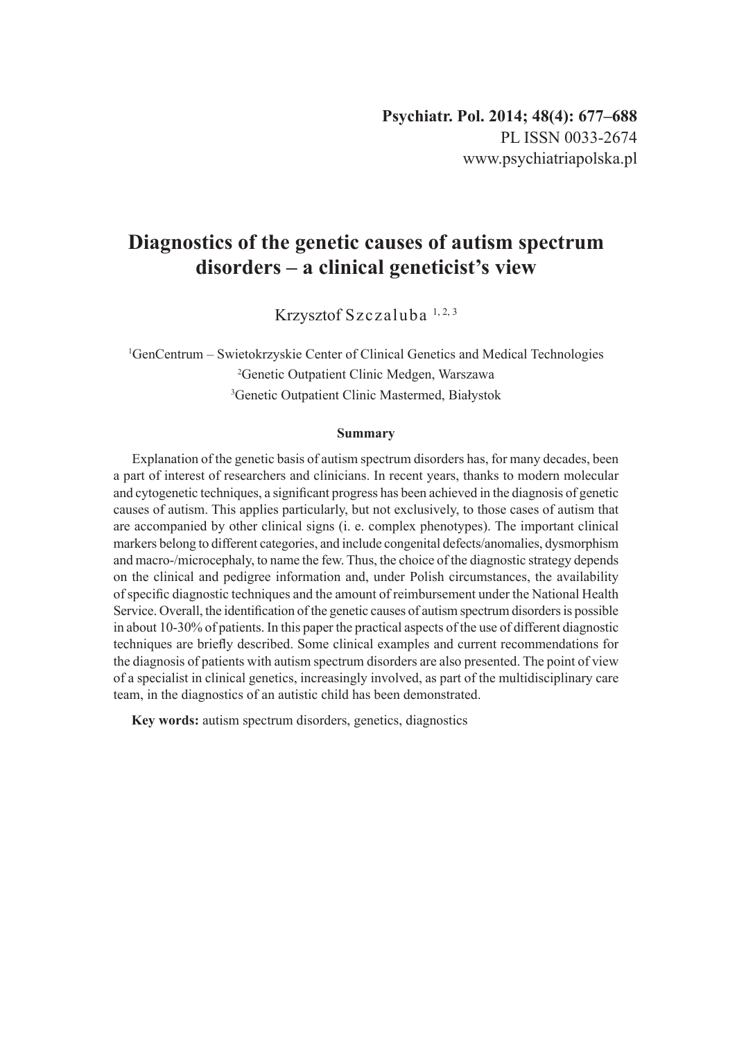# Diagnostics of the genetic causes of autism spectrum disorders – a clinical geneticist's view

Krzysztof Szczaluba [1, 2, 3]

[1]GenCentrum – Swietokrzyskie Center of Clinical Genetics and Medical Technologies
[2]Genetic Outpatient Clinic Medgen, Warszawa
[3]Genetic Outpatient Clinic Mastermed, Białystok

## Summary

Explanation of the genetic basis of autism spectrum disorders has, for many decades, been a part of interest of researchers and clinicians. In recent years, thanks to modern molecular and cytogenetic techniques, a significant progress has been achieved in the diagnosis of genetic causes of autism. This applies particularly, but not exclusively, to those cases of autism that are accompanied by other clinical signs (i. e. complex phenotypes). The important clinical markers belong to different categories, and include congenital defects/anomalies, dysmorphism and macro-/microcephaly, to name the few. Thus, the choice of the diagnostic strategy depends on the clinical and pedigree information and, under Polish circumstances, the availability of specific diagnostic techniques and the amount of reimbursement under the National Health Service. Overall, the identification of the genetic causes of autism spectrum disorders is possible in about 10-30% of patients. In this paper the practical aspects of the use of different diagnostic techniques are briefly described. Some clinical examples and current recommendations for the diagnosis of patients with autism spectrum disorders are also presented. The point of view of a specialist in clinical genetics, increasingly involved, as part of the multidisciplinary care team, in the diagnostics of an autistic child has been demonstrated.

**Key words:** autism spectrum disorders, genetics, diagnostics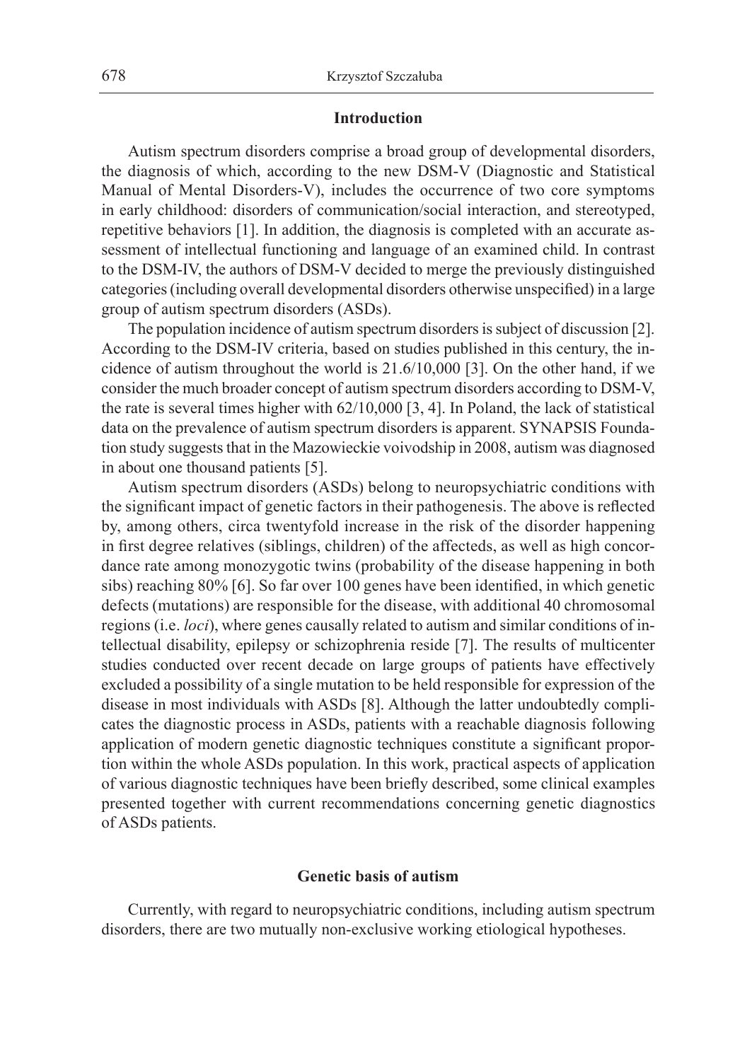## Introduction

Autism spectrum disorders comprise a broad group of developmental disorders, the diagnosis of which, according to the new DSM-V (Diagnostic and Statistical Manual of Mental Disorders-V), includes the occurrence of two core symptoms in early childhood: disorders of communication/social interaction, and stereotyped, repetitive behaviors [1]. In addition, the diagnosis is completed with an accurate assessment of intellectual functioning and language of an examined child. In contrast to the DSM-IV, the authors of DSM-V decided to merge the previously distinguished categories (including overall developmental disorders otherwise unspecified) in a large group of autism spectrum disorders (ASDs).

The population incidence of autism spectrum disorders is subject of discussion [2]. According to the DSM-IV criteria, based on studies published in this century, the incidence of autism throughout the world is 21.6/10,000 [3]. On the other hand, if we consider the much broader concept of autism spectrum disorders according to DSM-V, the rate is several times higher with 62/10,000 [3, 4]. In Poland, the lack of statistical data on the prevalence of autism spectrum disorders is apparent. SYNAPSIS Foundation study suggests that in the Mazowieckie voivodship in 2008, autism was diagnosed in about one thousand patients [5].

Autism spectrum disorders (ASDs) belong to neuropsychiatric conditions with the significant impact of genetic factors in their pathogenesis. The above is reflected by, among others, circa twentyfold increase in the risk of the disorder happening in first degree relatives (siblings, children) of the affecteds, as well as high concordance rate among monozygotic twins (probability of the disease happening in both sibs) reaching 80% [6]. So far over 100 genes have been identified, in which genetic defects (mutations) are responsible for the disease, with additional 40 chromosomal regions (i.e. *loci*), where genes causally related to autism and similar conditions of intellectual disability, epilepsy or schizophrenia reside [7]. The results of multicenter studies conducted over recent decade on large groups of patients have effectively excluded a possibility of a single mutation to be held responsible for expression of the disease in most individuals with ASDs [8]. Although the latter undoubtedly complicates the diagnostic process in ASDs, patients with a reachable diagnosis following application of modern genetic diagnostic techniques constitute a significant proportion within the whole ASDs population. In this work, practical aspects of application of various diagnostic techniques have been briefly described, some clinical examples presented together with current recommendations concerning genetic diagnostics of ASDs patients.

## Genetic basis of autism

Currently, with regard to neuropsychiatric conditions, including autism spectrum disorders, there are two mutually non-exclusive working etiological hypotheses.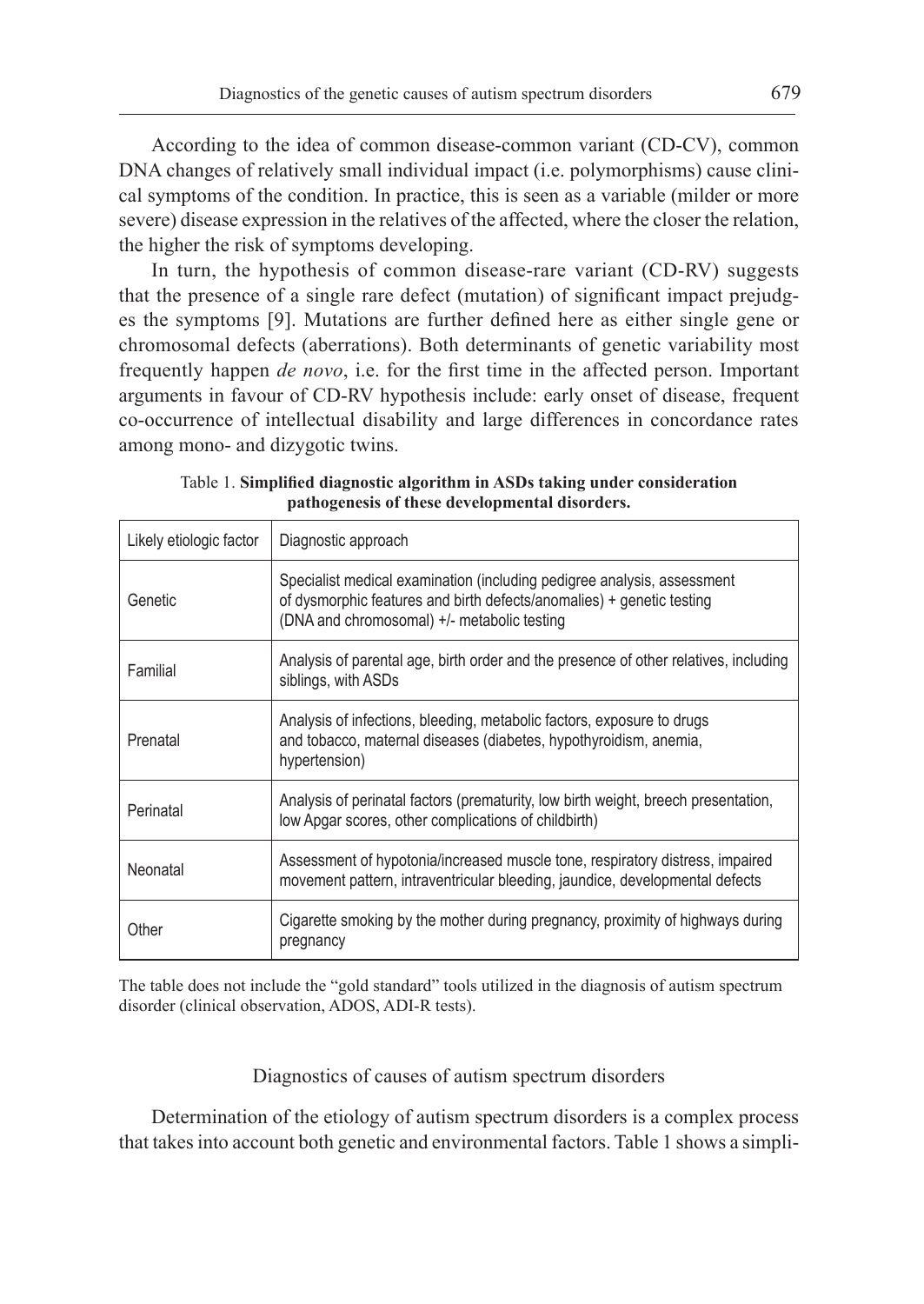According to the idea of common disease-common variant (CD-CV), common DNA changes of relatively small individual impact (i.e. polymorphisms) cause clinical symptoms of the condition. In practice, this is seen as a variable (milder or more severe) disease expression in the relatives of the affected, where the closer the relation, the higher the risk of symptoms developing.

In turn, the hypothesis of common disease-rare variant (CD-RV) suggests that the presence of a single rare defect (mutation) of significant impact prejudges the symptoms [9]. Mutations are further defined here as either single gene or chromosomal defects (aberrations). Both determinants of genetic variability most frequently happen *de novo*, i.e. for the first time in the affected person. Important arguments in favour of CD-RV hypothesis include: early onset of disease, frequent co-occurrence of intellectual disability and large differences in concordance rates among mono- and dizygotic twins.

Table 1. **Simplified diagnostic algorithm in ASDs taking under consideration pathogenesis of these developmental disorders.**

| Likely etiologic factor | Diagnostic approach |
|---|---|
| Genetic | Specialist medical examination (including pedigree analysis, assessment of dysmorphic features and birth defects/anomalies) + genetic testing (DNA and chromosomal) +/- metabolic testing |
| Familial | Analysis of parental age, birth order and the presence of other relatives, including siblings, with ASDs |
| Prenatal | Analysis of infections, bleeding, metabolic factors, exposure to drugs and tobacco, maternal diseases (diabetes, hypothyroidism, anemia, hypertension) |
| Perinatal | Analysis of perinatal factors (prematurity, low birth weight, breech presentation, low Apgar scores, other complications of childbirth) |
| Neonatal | Assessment of hypotonia/increased muscle tone, respiratory distress, impaired movement pattern, intraventricular bleeding, jaundice, developmental defects |
| Other | Cigarette smoking by the mother during pregnancy, proximity of highways during pregnancy |

The table does not include the "gold standard" tools utilized in the diagnosis of autism spectrum disorder (clinical observation, ADOS, ADI-R tests).

## Diagnostics of causes of autism spectrum disorders

Determination of the etiology of autism spectrum disorders is a complex process that takes into account both genetic and environmental factors. Table 1 shows a simpli-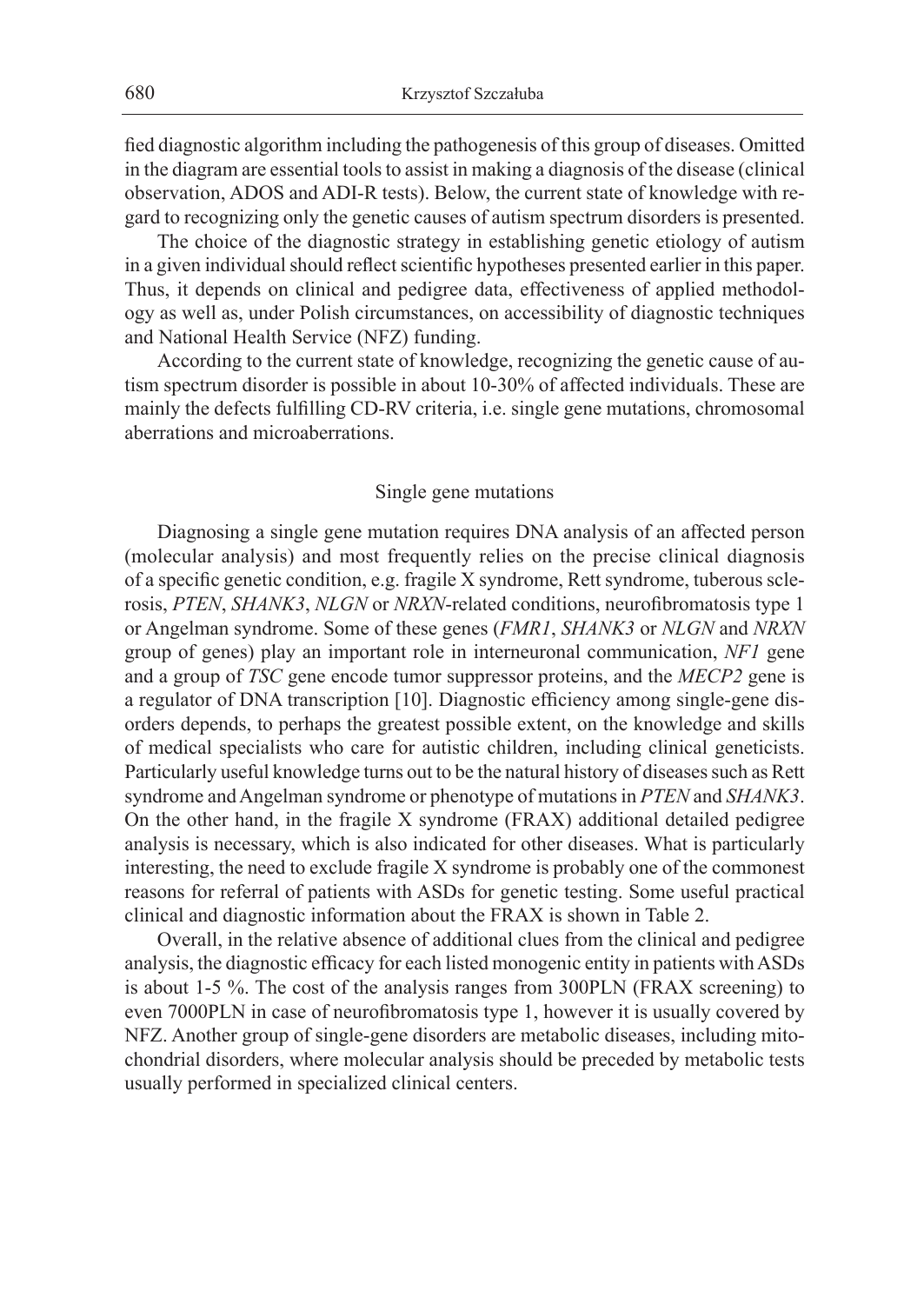fied diagnostic algorithm including the pathogenesis of this group of diseases. Omitted in the diagram are essential tools to assist in making a diagnosis of the disease (clinical observation, ADOS and ADI-R tests). Below, the current state of knowledge with regard to recognizing only the genetic causes of autism spectrum disorders is presented.

The choice of the diagnostic strategy in establishing genetic etiology of autism in a given individual should reflect scientific hypotheses presented earlier in this paper. Thus, it depends on clinical and pedigree data, effectiveness of applied methodology as well as, under Polish circumstances, on accessibility of diagnostic techniques and National Health Service (NFZ) funding.

According to the current state of knowledge, recognizing the genetic cause of autism spectrum disorder is possible in about 10-30% of affected individuals. These are mainly the defects fulfilling CD-RV criteria, i.e. single gene mutations, chromosomal aberrations and microaberrations.

## Single gene mutations

Diagnosing a single gene mutation requires DNA analysis of an affected person (molecular analysis) and most frequently relies on the precise clinical diagnosis of a specific genetic condition, e.g. fragile X syndrome, Rett syndrome, tuberous sclerosis, *PTEN*, *SHANK3*, *NLGN* or *NRXN*-related conditions, neurofibromatosis type 1 or Angelman syndrome. Some of these genes (*FMR1*, *SHANK3* or *NLGN* and *NRXN* group of genes) play an important role in interneuronal communication, *NF1* gene and a group of *TSC* gene encode tumor suppressor proteins, and the *MECP2* gene is a regulator of DNA transcription [10]. Diagnostic efficiency among single-gene disorders depends, to perhaps the greatest possible extent, on the knowledge and skills of medical specialists who care for autistic children, including clinical geneticists. Particularly useful knowledge turns out to be the natural history of diseases such as Rett syndrome and Angelman syndrome or phenotype of mutations in *PTEN* and *SHANK3*. On the other hand, in the fragile X syndrome (FRAX) additional detailed pedigree analysis is necessary, which is also indicated for other diseases. What is particularly interesting, the need to exclude fragile X syndrome is probably one of the commonest reasons for referral of patients with ASDs for genetic testing. Some useful practical clinical and diagnostic information about the FRAX is shown in Table 2.

Overall, in the relative absence of additional clues from the clinical and pedigree analysis, the diagnostic efficacy for each listed monogenic entity in patients with ASDs is about 1-5 %. The cost of the analysis ranges from 300PLN (FRAX screening) to even 7000PLN in case of neurofibromatosis type 1, however it is usually covered by NFZ. Another group of single-gene disorders are metabolic diseases, including mitochondrial disorders, where molecular analysis should be preceded by metabolic tests usually performed in specialized clinical centers.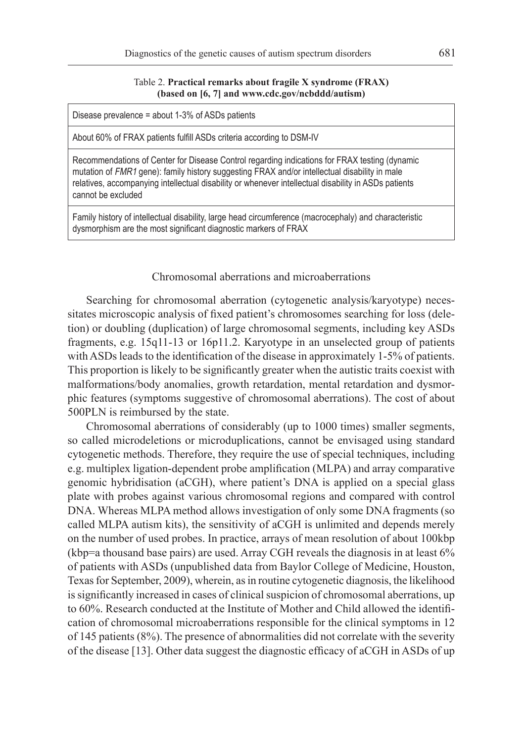Table 2. **Practical remarks about fragile X syndrome (FRAX) (based on [6, 7] and www.cdc.gov/ncbddd/autism)**

| |
|---|
| Disease prevalence = about 1-3% of ASDs patients |
| About 60% of FRAX patients fulfill ASDs criteria according to DSM-IV |
| Recommendations of Center for Disease Control regarding indications for FRAX testing (dynamic mutation of *FMR1* gene): family history suggesting FRAX and/or intellectual disability in male relatives, accompanying intellectual disability or whenever intellectual disability in ASDs patients cannot be excluded |
| Family history of intellectual disability, large head circumference (macrocephaly) and characteristic dysmorphism are the most significant diagnostic markers of FRAX |

## Chromosomal aberrations and microaberrations

Searching for chromosomal aberration (cytogenetic analysis/karyotype) necessitates microscopic analysis of fixed patient's chromosomes searching for loss (deletion) or doubling (duplication) of large chromosomal segments, including key ASDs fragments, e.g. 15q11-13 or 16p11.2. Karyotype in an unselected group of patients with ASDs leads to the identification of the disease in approximately 1-5% of patients. This proportion is likely to be significantly greater when the autistic traits coexist with malformations/body anomalies, growth retardation, mental retardation and dysmorphic features (symptoms suggestive of chromosomal aberrations). The cost of about 500PLN is reimbursed by the state.

Chromosomal aberrations of considerably (up to 1000 times) smaller segments, so called microdeletions or microduplications, cannot be envisaged using standard cytogenetic methods. Therefore, they require the use of special techniques, including e.g. multiplex ligation-dependent probe amplification (MLPA) and array comparative genomic hybridisation (aCGH), where patient's DNA is applied on a special glass plate with probes against various chromosomal regions and compared with control DNA. Whereas MLPA method allows investigation of only some DNA fragments (so called MLPA autism kits), the sensitivity of aCGH is unlimited and depends merely on the number of used probes. In practice, arrays of mean resolution of about 100kbp (kbp=a thousand base pairs) are used. Array CGH reveals the diagnosis in at least 6% of patients with ASDs (unpublished data from Baylor College of Medicine, Houston, Texas for September, 2009), wherein, as in routine cytogenetic diagnosis, the likelihood is significantly increased in cases of clinical suspicion of chromosomal aberrations, up to 60%. Research conducted at the Institute of Mother and Child allowed the identification of chromosomal microaberrations responsible for the clinical symptoms in 12 of 145 patients (8%). The presence of abnormalities did not correlate with the severity of the disease [13]. Other data suggest the diagnostic efficacy of aCGH in ASDs of up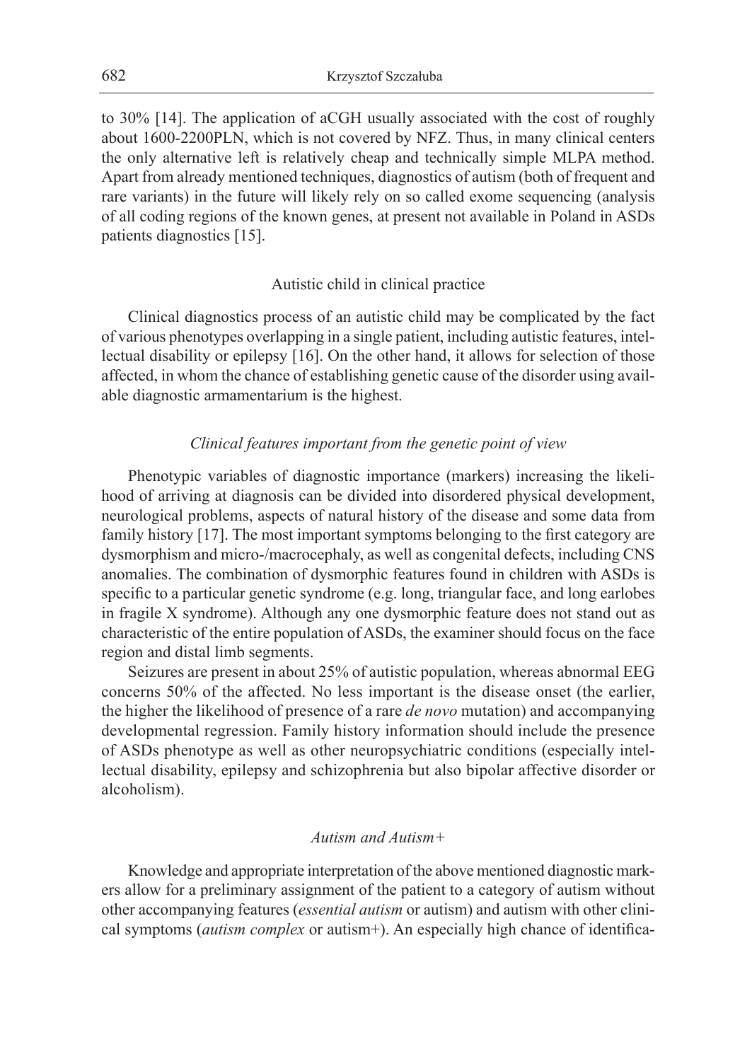to 30% [14]. The application of aCGH usually associated with the cost of roughly about 1600-2200PLN, which is not covered by NFZ. Thus, in many clinical centers the only alternative left is relatively cheap and technically simple MLPA method. Apart from already mentioned techniques, diagnostics of autism (both of frequent and rare variants) in the future will likely rely on so called exome sequencing (analysis of all coding regions of the known genes, at present not available in Poland in ASDs patients diagnostics [15].

## Autistic child in clinical practice

Clinical diagnostics process of an autistic child may be complicated by the fact of various phenotypes overlapping in a single patient, including autistic features, intellectual disability or epilepsy [16]. On the other hand, it allows for selection of those affected, in whom the chance of establishing genetic cause of the disorder using available diagnostic armamentarium is the highest.

### *Clinical features important from the genetic point of view*

Phenotypic variables of diagnostic importance (markers) increasing the likelihood of arriving at diagnosis can be divided into disordered physical development, neurological problems, aspects of natural history of the disease and some data from family history [17]. The most important symptoms belonging to the first category are dysmorphism and micro-/macrocephaly, as well as congenital defects, including CNS anomalies. The combination of dysmorphic features found in children with ASDs is specific to a particular genetic syndrome (e.g. long, triangular face, and long earlobes in fragile X syndrome). Although any one dysmorphic feature does not stand out as characteristic of the entire population of ASDs, the examiner should focus on the face region and distal limb segments.

Seizures are present in about 25% of autistic population, whereas abnormal EEG concerns 50% of the affected. No less important is the disease onset (the earlier, the higher the likelihood of presence of a rare *de novo* mutation) and accompanying developmental regression. Family history information should include the presence of ASDs phenotype as well as other neuropsychiatric conditions (especially intellectual disability, epilepsy and schizophrenia but also bipolar affective disorder or alcoholism).

### *Autism and Autism+*

Knowledge and appropriate interpretation of the above mentioned diagnostic markers allow for a preliminary assignment of the patient to a category of autism without other accompanying features (*essential autism* or autism) and autism with other clinical symptoms (*autism complex* or autism+). An especially high chance of identifica-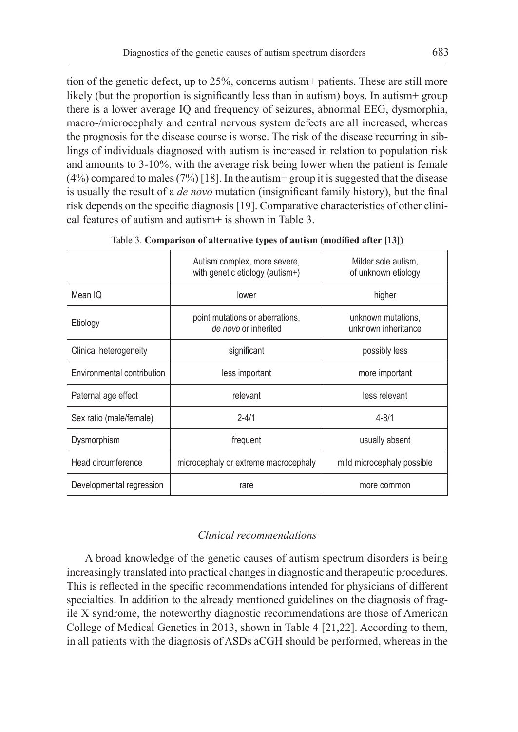tion of the genetic defect, up to 25%, concerns autism+ patients. These are still more likely (but the proportion is significantly less than in autism) boys. In autism+ group there is a lower average IQ and frequency of seizures, abnormal EEG, dysmorphia, macro-/microcephaly and central nervous system defects are all increased, whereas the prognosis for the disease course is worse. The risk of the disease recurring in siblings of individuals diagnosed with autism is increased in relation to population risk and amounts to 3-10%, with the average risk being lower when the patient is female (4%) compared to males (7%) [18]. In the autism+ group it is suggested that the disease is usually the result of a *de novo* mutation (insignificant family history), but the final risk depends on the specific diagnosis [19]. Comparative characteristics of other clinical features of autism and autism+ is shown in Table 3.

Table 3. **Comparison of alternative types of autism (modified after [13])**

| | Autism complex, more severe, with genetic etiology (autism+) | Milder sole autism, of unknown etiology |
|---|---|---|
| Mean IQ | lower | higher |
| Etiology | point mutations or aberrations, *de novo* or inherited | unknown mutations, unknown inheritance |
| Clinical heterogeneity | significant | possibly less |
| Environmental contribution | less important | more important |
| Paternal age effect | relevant | less relevant |
| Sex ratio (male/female) | 2-4/1 | 4-8/1 |
| Dysmorphism | frequent | usually absent |
| Head circumference | microcephaly or extreme macrocephaly | mild microcephaly possible |
| Developmental regression | rare | more common |

### *Clinical recommendations*

A broad knowledge of the genetic causes of autism spectrum disorders is being increasingly translated into practical changes in diagnostic and therapeutic procedures. This is reflected in the specific recommendations intended for physicians of different specialties. In addition to the already mentioned guidelines on the diagnosis of fragile X syndrome, the noteworthy diagnostic recommendations are those of American College of Medical Genetics in 2013, shown in Table 4 [21,22]. According to them, in all patients with the diagnosis of ASDs aCGH should be performed, whereas in the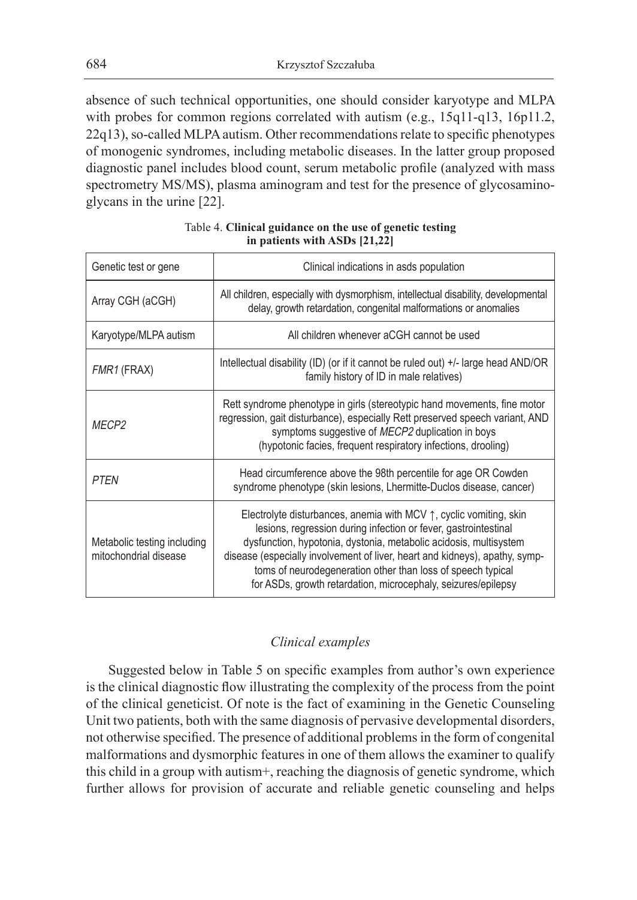absence of such technical opportunities, one should consider karyotype and MLPA with probes for common regions correlated with autism (e.g., 15q11-q13, 16p11.2, 22q13), so-called MLPA autism. Other recommendations relate to specific phenotypes of monogenic syndromes, including metabolic diseases. In the latter group proposed diagnostic panel includes blood count, serum metabolic profile (analyzed with mass spectrometry MS/MS), plasma aminogram and test for the presence of glycosaminoglycans in the urine [22].

Table 4. **Clinical guidance on the use of genetic testing in patients with ASDs [21,22]**

| Genetic test or gene | Clinical indications in asds population |
|---|---|
| Array CGH (aCGH) | All children, especially with dysmorphism, intellectual disability, developmental delay, growth retardation, congenital malformations or anomalies |
| Karyotype/MLPA autism | All children whenever aCGH cannot be used |
| *FMR1* (FRAX) | Intellectual disability (ID) (or if it cannot be ruled out) +/- large head AND/OR family history of ID in male relatives) |
| *MECP2* | Rett syndrome phenotype in girls (stereotypic hand movements, fine motor regression, gait disturbance), especially Rett preserved speech variant, AND symptoms suggestive of *MECP2* duplication in boys (hypotonic facies, frequent respiratory infections, drooling) |
| *PTEN* | Head circumference above the 98th percentile for age OR Cowden syndrome phenotype (skin lesions, Lhermitte-Duclos disease, cancer) |
| Metabolic testing including mitochondrial disease | Electrolyte disturbances, anemia with MCV ↑, cyclic vomiting, skin lesions, regression during infection or fever, gastrointestinal dysfunction, hypotonia, dystonia, metabolic acidosis, multisystem disease (especially involvement of liver, heart and kidneys), apathy, symptoms of neurodegeneration other than loss of speech typical for ASDs, growth retardation, microcephaly, seizures/epilepsy |

### *Clinical examples*

Suggested below in Table 5 on specific examples from author's own experience is the clinical diagnostic flow illustrating the complexity of the process from the point of the clinical geneticist. Of note is the fact of examining in the Genetic Counseling Unit two patients, both with the same diagnosis of pervasive developmental disorders, not otherwise specified. The presence of additional problems in the form of congenital malformations and dysmorphic features in one of them allows the examiner to qualify this child in a group with autism+, reaching the diagnosis of genetic syndrome, which further allows for provision of accurate and reliable genetic counseling and helps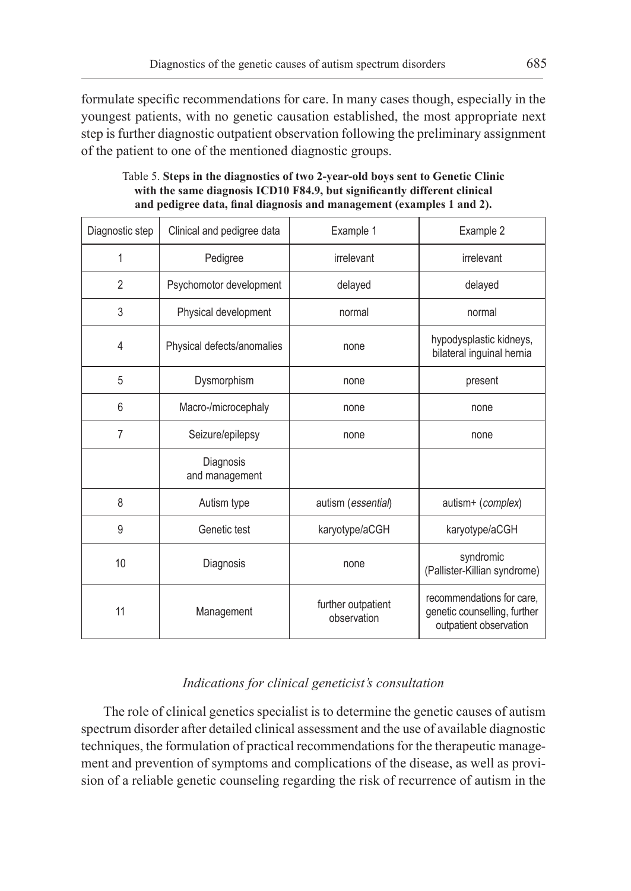formulate specific recommendations for care. In many cases though, especially in the youngest patients, with no genetic causation established, the most appropriate next step is further diagnostic outpatient observation following the preliminary assignment of the patient to one of the mentioned diagnostic groups.

Table 5. **Steps in the diagnostics of two 2-year-old boys sent to Genetic Clinic with the same diagnosis ICD10 F84.9, but significantly different clinical and pedigree data, final diagnosis and management (examples 1 and 2).**

| Diagnostic step | Clinical and pedigree data | Example 1 | Example 2 |
|---|---|---|---|
| 1 | Pedigree | irrelevant | irrelevant |
| 2 | Psychomotor development | delayed | delayed |
| 3 | Physical development | normal | normal |
| 4 | Physical defects/anomalies | none | hypodysplastic kidneys, bilateral inguinal hernia |
| 5 | Dysmorphism | none | present |
| 6 | Macro-/microcephaly | none | none |
| 7 | Seizure/epilepsy | none | none |
| | Diagnosis and management | | |
| 8 | Autism type | autism (*essential*) | autism+ (*complex*) |
| 9 | Genetic test | karyotype/aCGH | karyotype/aCGH |
| 10 | Diagnosis | none | syndromic (Pallister-Killian syndrome) |
| 11 | Management | further outpatient observation | recommendations for care, genetic counselling, further outpatient observation |

### *Indications for clinical geneticist's consultation*

The role of clinical genetics specialist is to determine the genetic causes of autism spectrum disorder after detailed clinical assessment and the use of available diagnostic techniques, the formulation of practical recommendations for the therapeutic management and prevention of symptoms and complications of the disease, as well as provision of a reliable genetic counseling regarding the risk of recurrence of autism in the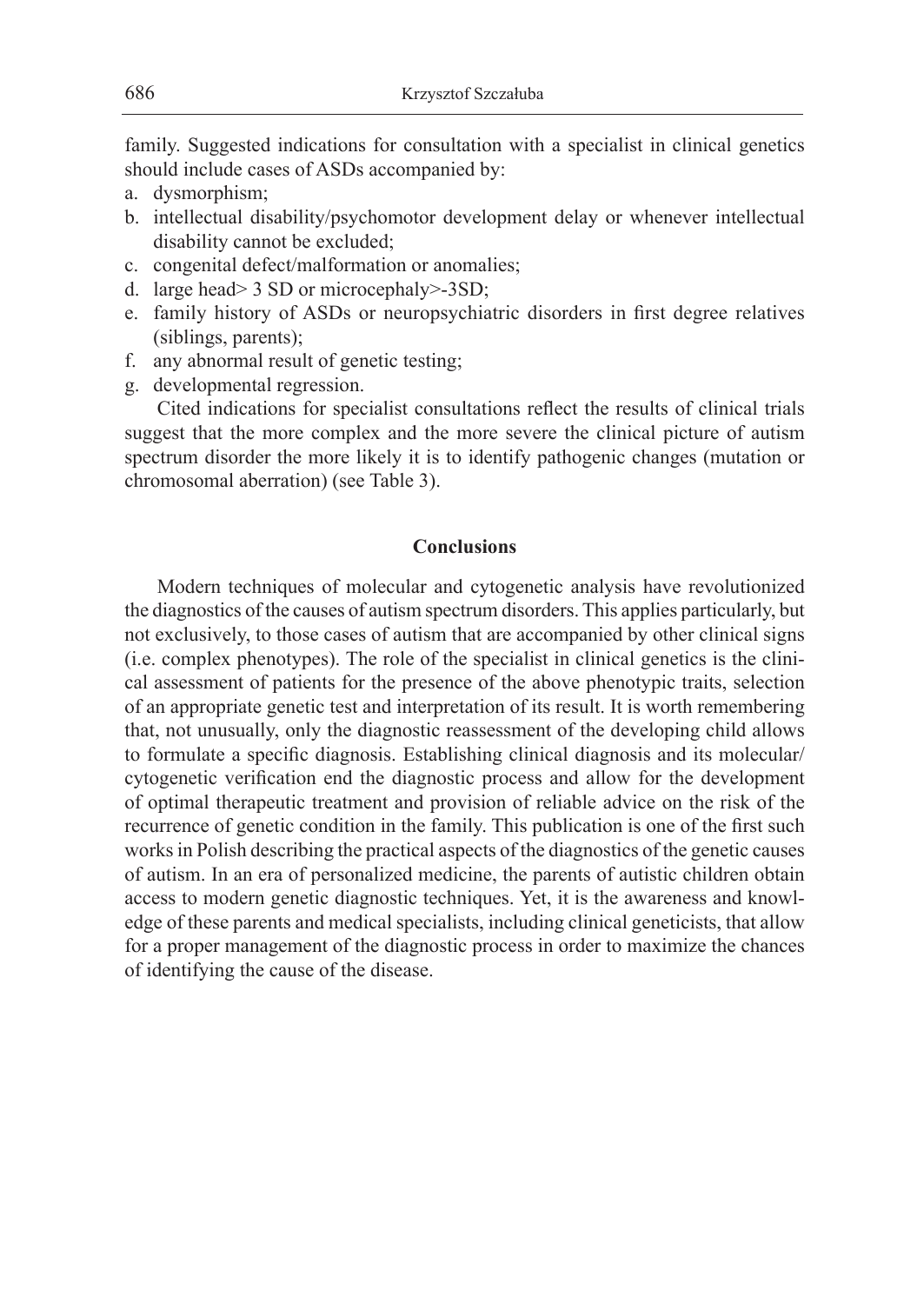family. Suggested indications for consultation with a specialist in clinical genetics should include cases of ASDs accompanied by:

a. dysmorphism;
b. intellectual disability/psychomotor development delay or whenever intellectual disability cannot be excluded;
c. congenital defect/malformation or anomalies;
d. large head> 3 SD or microcephaly>-3SD;
e. family history of ASDs or neuropsychiatric disorders in first degree relatives (siblings, parents);
f. any abnormal result of genetic testing;
g. developmental regression.

Cited indications for specialist consultations reflect the results of clinical trials suggest that the more complex and the more severe the clinical picture of autism spectrum disorder the more likely it is to identify pathogenic changes (mutation or chromosomal aberration) (see Table 3).

## Conclusions

Modern techniques of molecular and cytogenetic analysis have revolutionized the diagnostics of the causes of autism spectrum disorders. This applies particularly, but not exclusively, to those cases of autism that are accompanied by other clinical signs (i.e. complex phenotypes). The role of the specialist in clinical genetics is the clinical assessment of patients for the presence of the above phenotypic traits, selection of an appropriate genetic test and interpretation of its result. It is worth remembering that, not unusually, only the diagnostic reassessment of the developing child allows to formulate a specific diagnosis. Establishing clinical diagnosis and its molecular/cytogenetic verification end the diagnostic process and allow for the development of optimal therapeutic treatment and provision of reliable advice on the risk of the recurrence of genetic condition in the family. This publication is one of the first such works in Polish describing the practical aspects of the diagnostics of the genetic causes of autism. In an era of personalized medicine, the parents of autistic children obtain access to modern genetic diagnostic techniques. Yet, it is the awareness and knowledge of these parents and medical specialists, including clinical geneticists, that allow for a proper management of the diagnostic process in order to maximize the chances of identifying the cause of the disease.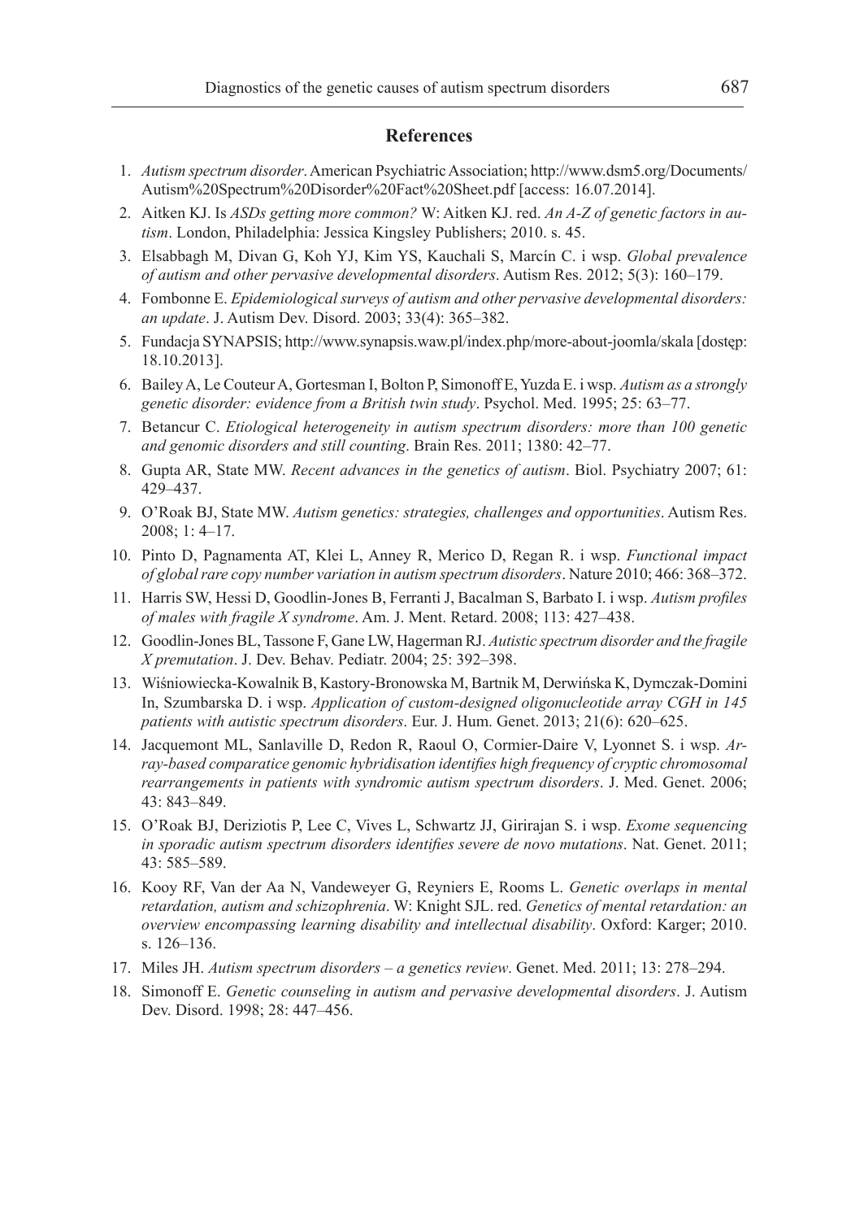## References

1. *Autism spectrum disorder*. American Psychiatric Association; http://www.dsm5.org/Documents/Autism%20Spectrum%20Disorder%20Fact%20Sheet.pdf [access: 16.07.2014].
2. Aitken KJ. Is *ASDs getting more common?* W: Aitken KJ. red. *An A-Z of genetic factors in autism*. London, Philadelphia: Jessica Kingsley Publishers; 2010. s. 45.
3. Elsabbagh M, Divan G, Koh YJ, Kim YS, Kauchali S, Marcín C. i wsp. *Global prevalence of autism and other pervasive developmental disorders*. Autism Res. 2012; 5(3): 160–179.
4. Fombonne E. *Epidemiological surveys of autism and other pervasive developmental disorders: an update*. J. Autism Dev. Disord. 2003; 33(4): 365–382.
5. Fundacja SYNAPSIS; http://www.synapsis.waw.pl/index.php/more-about-joomla/skala [dostęp: 18.10.2013].
6. Bailey A, Le Couteur A, Gortesman I, Bolton P, Simonoff E, Yuzda E. i wsp. *Autism as a strongly genetic disorder: evidence from a British twin study*. Psychol. Med. 1995; 25: 63–77.
7. Betancur C. *Etiological heterogeneity in autism spectrum disorders: more than 100 genetic and genomic disorders and still counting*. Brain Res. 2011; 1380: 42–77.
8. Gupta AR, State MW. *Recent advances in the genetics of autism*. Biol. Psychiatry 2007; 61: 429–437.
9. O'Roak BJ, State MW. *Autism genetics: strategies, challenges and opportunities*. Autism Res. 2008; 1: 4–17.
10. Pinto D, Pagnamenta AT, Klei L, Anney R, Merico D, Regan R. i wsp. *Functional impact of global rare copy number variation in autism spectrum disorders*. Nature 2010; 466: 368–372.
11. Harris SW, Hessi D, Goodlin-Jones B, Ferranti J, Bacalman S, Barbato I. i wsp. *Autism profiles of males with fragile X syndrome*. Am. J. Ment. Retard. 2008; 113: 427–438.
12. Goodlin-Jones BL, Tassone F, Gane LW, Hagerman RJ. *Autistic spectrum disorder and the fragile X premutation*. J. Dev. Behav. Pediatr. 2004; 25: 392–398.
13. Wiśniowiecka-Kowalnik B, Kastory-Bronowska M, Bartnik M, Derwińska K, Dymczak-Domini In, Szumbarska D. i wsp. *Application of custom-designed oligonucleotide array CGH in 145 patients with autistic spectrum disorders*. Eur. J. Hum. Genet. 2013; 21(6): 620–625.
14. Jacquemont ML, Sanlaville D, Redon R, Raoul O, Cormier-Daire V, Lyonnet S. i wsp. *Array-based comparatice genomic hybridisation identifies high frequency of cryptic chromosomal rearrangements in patients with syndromic autism spectrum disorders*. J. Med. Genet. 2006; 43: 843–849.
15. O'Roak BJ, Deriziotis P, Lee C, Vives L, Schwartz JJ, Girirajan S. i wsp. *Exome sequencing in sporadic autism spectrum disorders identifies severe de novo mutations*. Nat. Genet. 2011; 43: 585–589.
16. Kooy RF, Van der Aa N, Vandeweyer G, Reyniers E, Rooms L. *Genetic overlaps in mental retardation, autism and schizophrenia*. W: Knight SJL. red. *Genetics of mental retardation: an overview encompassing learning disability and intellectual disability*. Oxford: Karger; 2010. s. 126–136.
17. Miles JH. *Autism spectrum disorders – a genetics review*. Genet. Med. 2011; 13: 278–294.
18. Simonoff E. *Genetic counseling in autism and pervasive developmental disorders*. J. Autism Dev. Disord. 1998; 28: 447–456.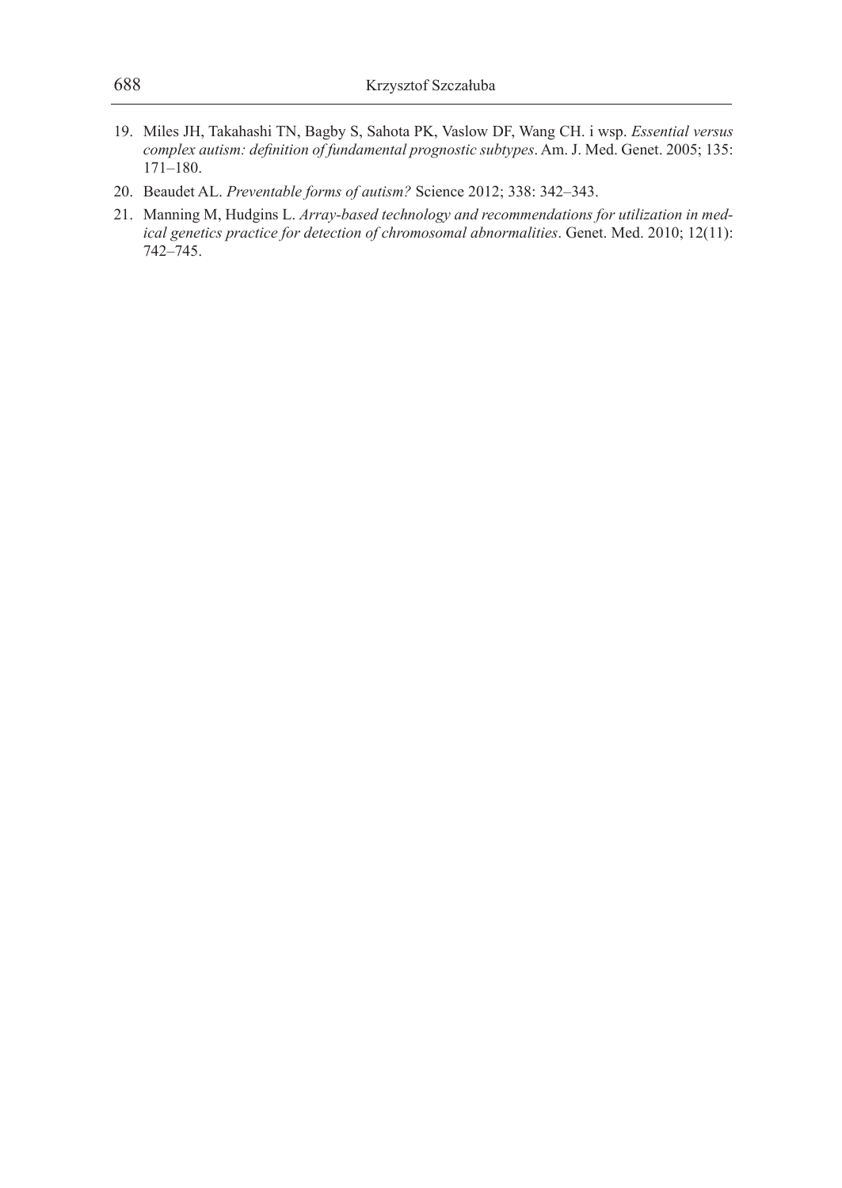19. Miles JH, Takahashi TN, Bagby S, Sahota PK, Vaslow DF, Wang CH. i wsp. *Essential versus complex autism: definition of fundamental prognostic subtypes*. Am. J. Med. Genet. 2005; 135: 171–180.
20. Beaudet AL. *Preventable forms of autism?* Science 2012; 338: 342–343.
21. Manning M, Hudgins L. *Array-based technology and recommendations for utilization in medical genetics practice for detection of chromosomal abnormalities*. Genet. Med. 2010; 12(11): 742–745.